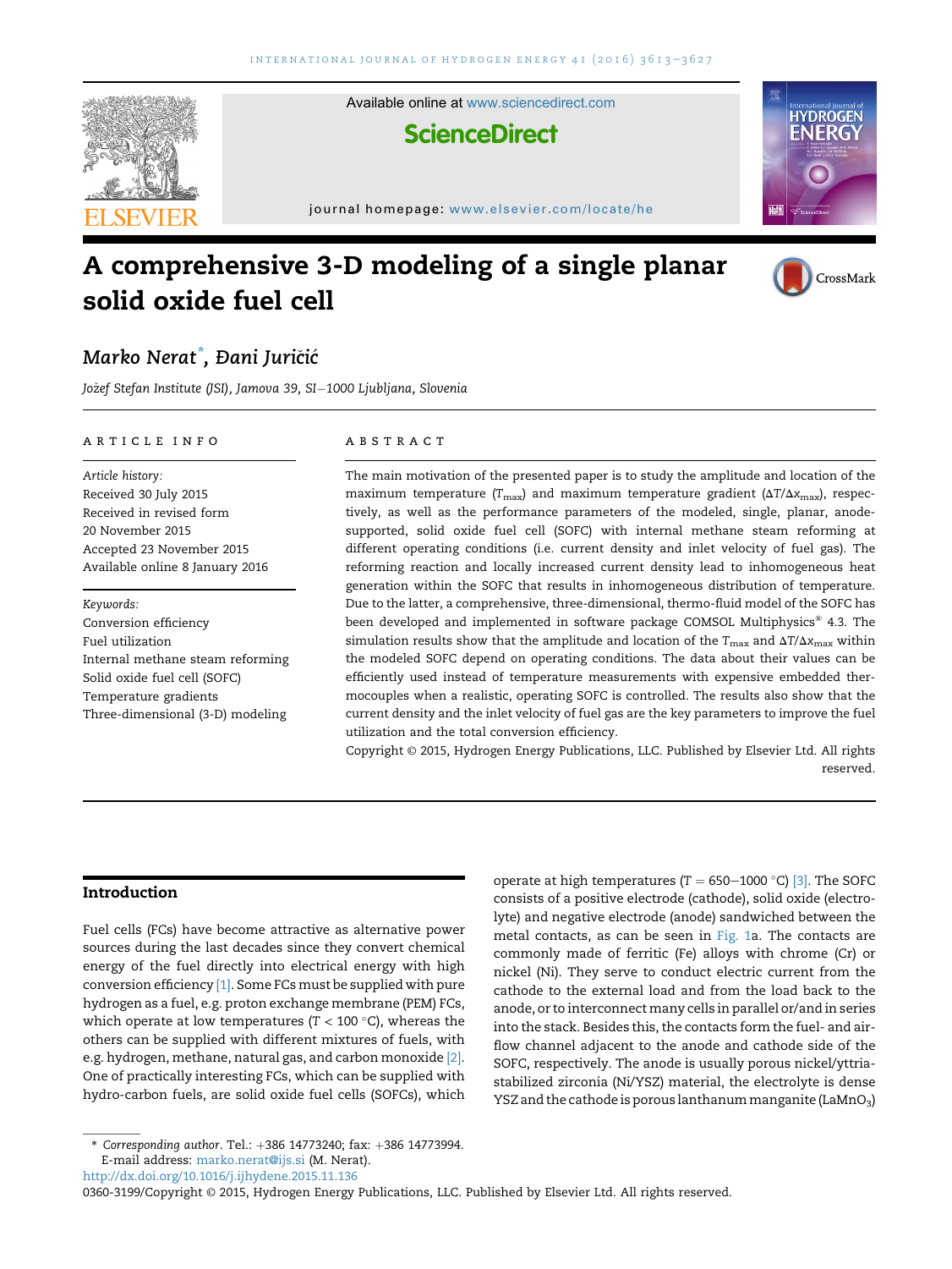# A comprehensive 3-D modeling of a single planar solid oxide fuel cell

*Marko Nerat*, Đani Juričić*

*Jožef Stefan Institute (JSI), Jamova 39, SI–1000 Ljubljana, Slovenia*

## ARTICLE INFO

*Article history:*
Received 30 July 2015
Received in revised form 20 November 2015
Accepted 23 November 2015
Available online 8 January 2016

*Keywords:*
Conversion efficiency
Fuel utilization
Internal methane steam reforming
Solid oxide fuel cell (SOFC)
Temperature gradients
Three-dimensional (3-D) modeling

## ABSTRACT

The main motivation of the presented paper is to study the amplitude and location of the maximum temperature ($T_{max}$) and maximum temperature gradient ($\Delta T/\Delta x_{max}$), respectively, as well as the performance parameters of the modeled, single, planar, anode-supported, solid oxide fuel cell (SOFC) with internal methane steam reforming at different operating conditions (i.e. current density and inlet velocity of fuel gas). The reforming reaction and locally increased current density lead to inhomogeneous heat generation within the SOFC that results in inhomogeneous distribution of temperature. Due to the latter, a comprehensive, three-dimensional, thermo-fluid model of the SOFC has been developed and implemented in software package COMSOL Multiphysics® 4.3. The simulation results show that the amplitude and location of the $T_{max}$ and $\Delta T/\Delta x_{max}$ within the modeled SOFC depend on operating conditions. The data about their values can be efficiently used instead of temperature measurements with expensive embedded thermocouples when a realistic, operating SOFC is controlled. The results also show that the current density and the inlet velocity of fuel gas are the key parameters to improve the fuel utilization and the total conversion efficiency.

Copyright © 2015, Hydrogen Energy Publications, LLC. Published by Elsevier Ltd. All rights reserved.

## Introduction

Fuel cells (FCs) have become attractive as alternative power sources during the last decades since they convert chemical energy of the fuel directly into electrical energy with high conversion efficiency [1]. Some FCs must be supplied with pure hydrogen as a fuel, e.g. proton exchange membrane (PEM) FCs, which operate at low temperatures ($T < 100$ °C), whereas the others can be supplied with different mixtures of fuels, with e.g. hydrogen, methane, natural gas, and carbon monoxide [2]. One of practically interesting FCs, which can be supplied with hydro-carbon fuels, are solid oxide fuel cells (SOFCs), which operate at high temperatures ($T = 650–1000$ °C) [3]. The SOFC consists of a positive electrode (cathode), solid oxide (electrolyte) and negative electrode (anode) sandwiched between the metal contacts, as can be seen in Fig. 1a. The contacts are commonly made of ferritic (Fe) alloys with chrome (Cr) or nickel (Ni). They serve to conduct electric current from the cathode to the external load and from the load back to the anode, or to interconnect many cells in parallel or/and in series into the stack. Besides this, the contacts form the fuel- and air-flow channel adjacent to the anode and cathode side of the SOFC, respectively. The anode is usually porous nickel/yttria-stabilized zirconia (Ni/YSZ) material, the electrolyte is dense YSZ and the cathode is porous lanthanum manganite ($LaMnO_3$)

\* Corresponding author. Tel.: +386 14773240; fax: +386 14773994.
E-mail address: marko.nerat@ijs.si (M. Nerat).
http://dx.doi.org/10.1016/j.ijhydene.2015.11.136
0360-3199/Copyright © 2015, Hydrogen Energy Publications, LLC. Published by Elsevier Ltd. All rights reserved.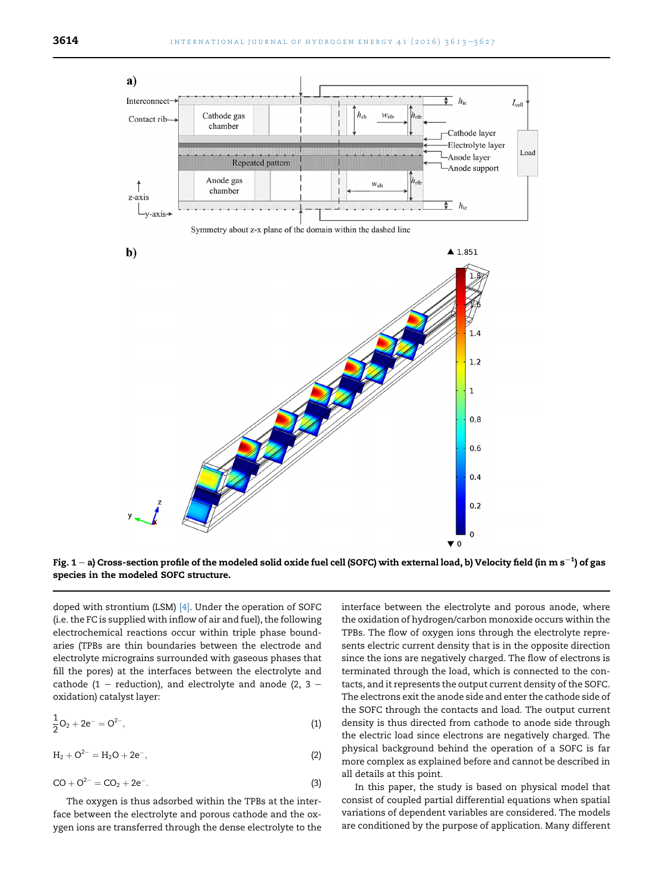Fig. 1 — a) Cross-section profile of the modeled solid oxide fuel cell (SOFC) with external load, b) Velocity field (in m s$^{-1}$) of gas species in the modeled SOFC structure.

doped with strontium (LSM) [4]. Under the operation of SOFC (i.e. the FC is supplied with inflow of air and fuel), the following electrochemical reactions occur within triple phase boundaries (TPBs are thin boundaries between the electrode and electrolyte micrograins surrounded with gaseous phases that fill the pores) at the interfaces between the electrolyte and cathode (1 − reduction), and electrolyte and anode (2, 3 − oxidation) catalyst layer:

$$\frac{1}{2}O_2 + 2e^- = O^{2-}, \tag{1}$$

$$H_2 + O^{2-} = H_2O + 2e^-, \tag{2}$$

$$CO + O^{2-} = CO_2 + 2e^-. \tag{3}$$

The oxygen is thus adsorbed within the TPBs at the interface between the electrolyte and porous cathode and the oxygen ions are transferred through the dense electrolyte to the interface between the electrolyte and porous anode, where the oxidation of hydrogen/carbon monoxide occurs within the TPBs. The flow of oxygen ions through the electrolyte represents electric current density that is in the opposite direction since the ions are negatively charged. The flow of electrons is terminated through the load, which is connected to the contacts, and it represents the output current density of the SOFC. The electrons exit the anode side and enter the cathode side of the SOFC through the contacts and load. The output current density is thus directed from cathode to anode side through the electric load since electrons are negatively charged. The physical background behind the operation of a SOFC is far more complex as explained before and cannot be described in all details at this point.

In this paper, the study is based on physical model that consist of coupled partial differential equations when spatial variations of dependent variables are considered. The models are conditioned by the purpose of application. Many different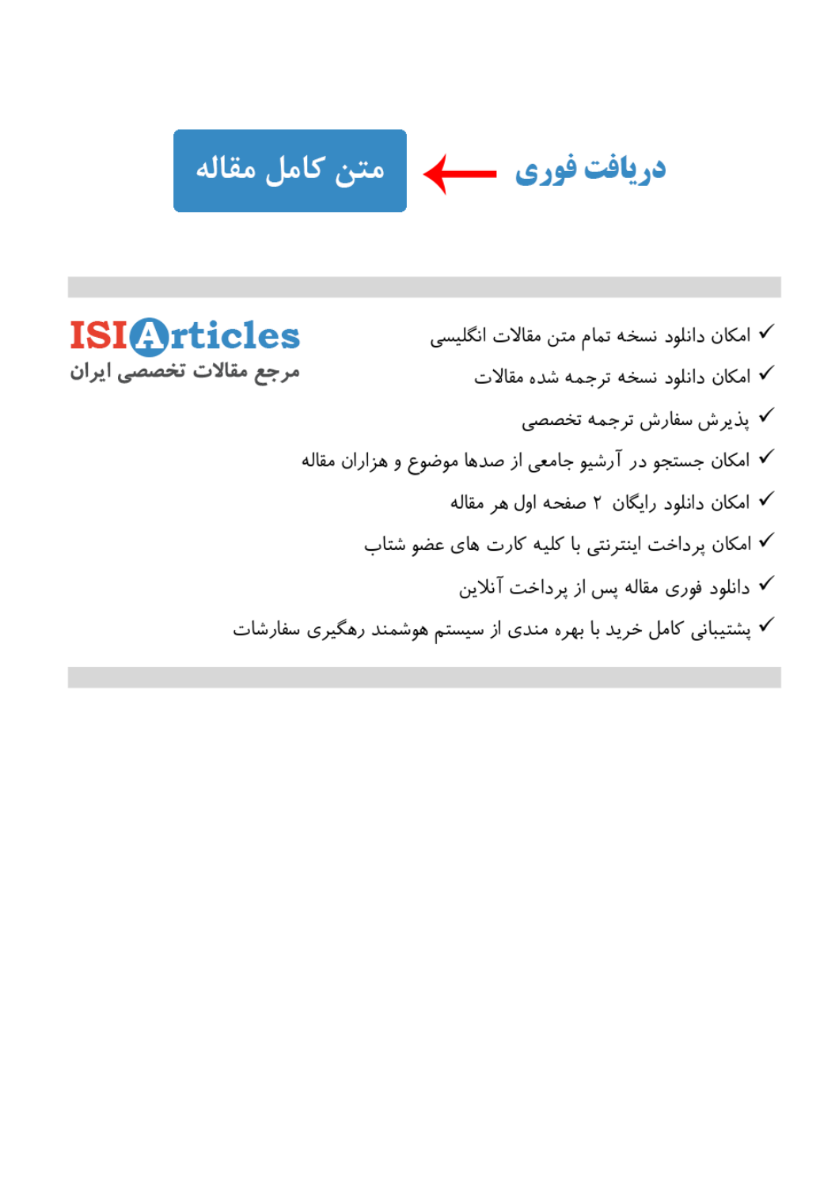دریافت فوری ← **متن کامل مقاله**

**ISIArticles**

مرجع مقالات تخصصی ایران

- ✓ امکان دانلود نسخه تمام متن مقالات انگلیسی
- ✓ امکان دانلود نسخه ترجمه شده مقالات
- ✓ پذیرش سفارش ترجمه تخصصی
- ✓ امکان جستجو در آرشیو جامعی از صدها موضوع و هزاران مقاله
- ✓ امکان دانلود رایگان ۲ صفحه اول هر مقاله
- ✓ امکان پرداخت اینترنتی با کلیه کارت های عضو شتاب
- ✓ دانلود فوری مقاله پس از پرداخت آنلاین
- ✓ پشتیبانی کامل خرید با بهره مندی از سیستم هوشمند رهگیری سفارشات